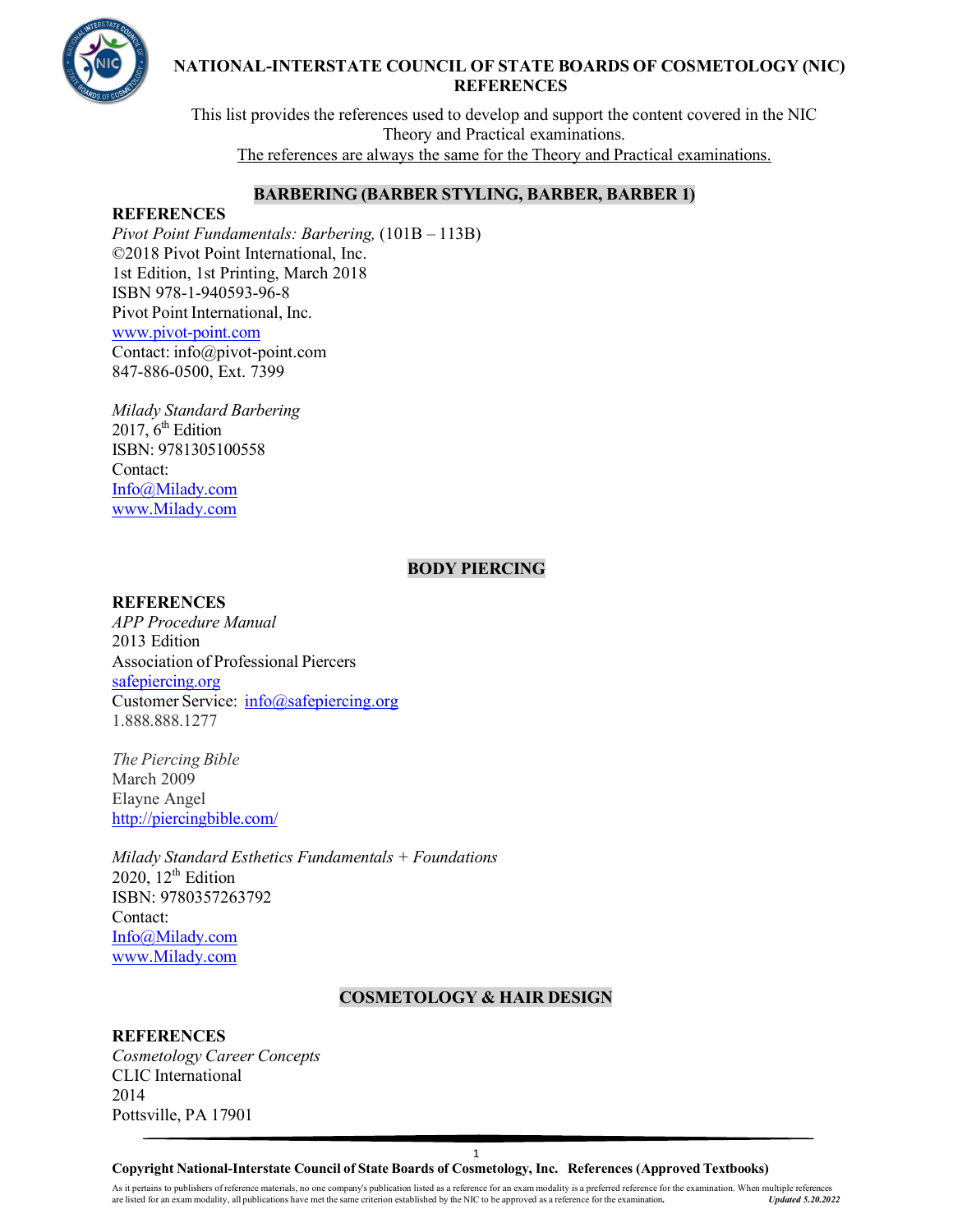# NATIONAL-INTERSTATE COUNCIL OF STATE BOARDS OF COSMETOLOGY (NIC) REFERENCES

This list provides the references used to develop and support the content covered in the NIC Theory and Practical examinations.

The references are always the same for the Theory and Practical examinations.

## BARBERING (BARBER STYLING, BARBER, BARBER 1)

**REFERENCES**

*Pivot Point Fundamentals: Barbering,* (101B – 113B)
©2018 Pivot Point International, Inc.
1st Edition, 1st Printing, March 2018
ISBN 978-1-940593-96-8
Pivot Point International, Inc.
www.pivot-point.com
Contact: info@pivot-point.com
847-886-0500, Ext. 7399

*Milady Standard Barbering*
2017, 6th Edition
ISBN: 9781305100558
Contact:
Info@Milady.com
www.Milady.com

## BODY PIERCING

**REFERENCES**

*APP Procedure Manual*
2013 Edition
Association of Professional Piercers
safepiercing.org
Customer Service: info@safepiercing.org
1.888.888.1277

*The Piercing Bible*
March 2009
Elayne Angel
http://piercingbible.com/

*Milady Standard Esthetics Fundamentals + Foundations*
2020, 12th Edition
ISBN: 9780357263792
Contact:
Info@Milady.com
www.Milady.com

## COSMETOLOGY & HAIR DESIGN

**REFERENCES**

*Cosmetology Career Concepts*
CLIC International
2014
Pottsville, PA 17901

**Copyright National-Interstate Council of State Boards of Cosmetology, Inc. References (Approved Textbooks)**

As it pertains to publishers of reference materials, no one company's publication listed as a reference for an exam modality is a preferred reference for the examination. When multiple references are listed for an exam modality, all publications have met the same criterion established by the NIC to be approved as a reference for the examination. *Updated 5.20.2022*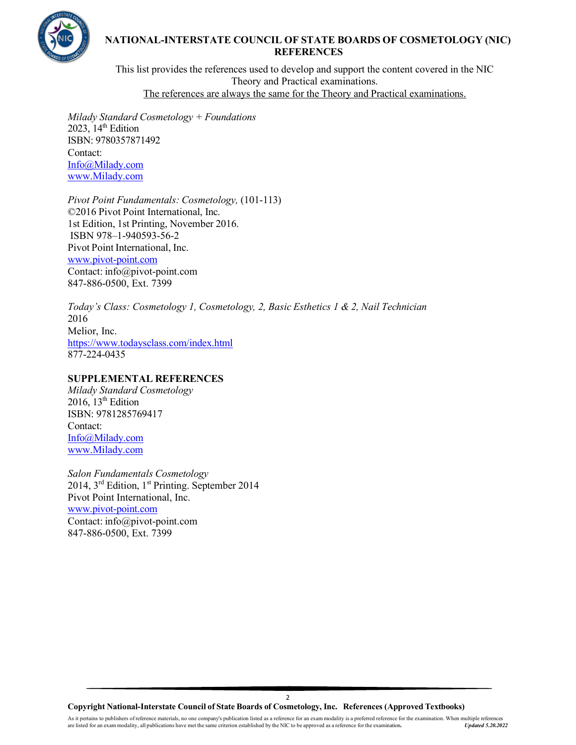# NATIONAL-INTERSTATE COUNCIL OF STATE BOARDS OF COSMETOLOGY (NIC) REFERENCES

This list provides the references used to develop and support the content covered in the NIC Theory and Practical examinations.

The references are always the same for the Theory and Practical examinations.

*Milady Standard Cosmetology + Foundations*
2023, 14th Edition
ISBN: 9780357871492
Contact:
Info@Milady.com
www.Milady.com

*Pivot Point Fundamentals: Cosmetology,* (101-113)
©2016 Pivot Point International, Inc.
1st Edition, 1st Printing, November 2016.
ISBN 978–1-940593-56-2
Pivot Point International, Inc.
www.pivot-point.com
Contact: info@pivot-point.com
847-886-0500, Ext. 7399

*Today's Class: Cosmetology 1, Cosmetology, 2, Basic Esthetics 1 & 2, Nail Technician*
2016
Melior, Inc.
https://www.todaysclass.com/index.html
877-224-0435

**SUPPLEMENTAL REFERENCES**

*Milady Standard Cosmetology*
2016, 13th Edition
ISBN: 9781285769417
Contact:
Info@Milady.com
www.Milady.com

*Salon Fundamentals Cosmetology*
2014, 3rd Edition, 1st Printing. September 2014
Pivot Point International, Inc.
www.pivot-point.com
Contact: info@pivot-point.com
847-886-0500, Ext. 7399

**Copyright National-Interstate Council of State Boards of Cosmetology, Inc. References (Approved Textbooks)**

As it pertains to publishers of reference materials, no one company's publication listed as a reference for an exam modality is a preferred reference for the examination. When multiple references are listed for an exam modality, all publications have met the same criterion established by the NIC to be approved as a reference for the examination. ***Updated 5.20.2022***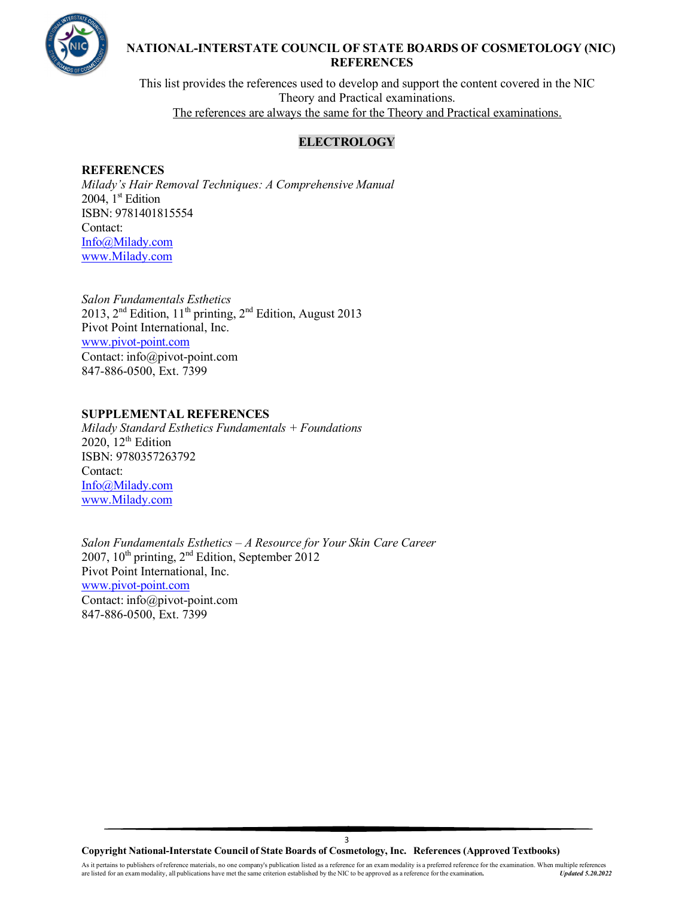# NATIONAL-INTERSTATE COUNCIL OF STATE BOARDS OF COSMETOLOGY (NIC) REFERENCES

This list provides the references used to develop and support the content covered in the NIC Theory and Practical examinations.

The references are always the same for the Theory and Practical examinations.

## ELECTROLOGY

### REFERENCES

*Milady's Hair Removal Techniques: A Comprehensive Manual*
2004, 1st Edition
ISBN: 9781401815554
Contact:
Info@Milady.com
www.Milady.com

*Salon Fundamentals Esthetics*
2013, 2nd Edition, 11th printing, 2nd Edition, August 2013
Pivot Point International, Inc.
www.pivot-point.com
Contact: info@pivot-point.com
847-886-0500, Ext. 7399

### SUPPLEMENTAL REFERENCES

*Milady Standard Esthetics Fundamentals + Foundations*
2020, 12th Edition
ISBN: 9780357263792
Contact:
Info@Milady.com
www.Milady.com

*Salon Fundamentals Esthetics – A Resource for Your Skin Care Career*
2007, 10th printing, 2nd Edition, September 2012
Pivot Point International, Inc.
www.pivot-point.com
Contact: info@pivot-point.com
847-886-0500, Ext. 7399

**Copyright National-Interstate Council of State Boards of Cosmetology, Inc. References (Approved Textbooks)**

As it pertains to publishers of reference materials, no one company's publication listed as a reference for an exam modality is a preferred reference for the examination. When multiple references are listed for an exam modality, all publications have met the same criterion established by the NIC to be approved as a reference for the examination. *Updated 5.20.2022*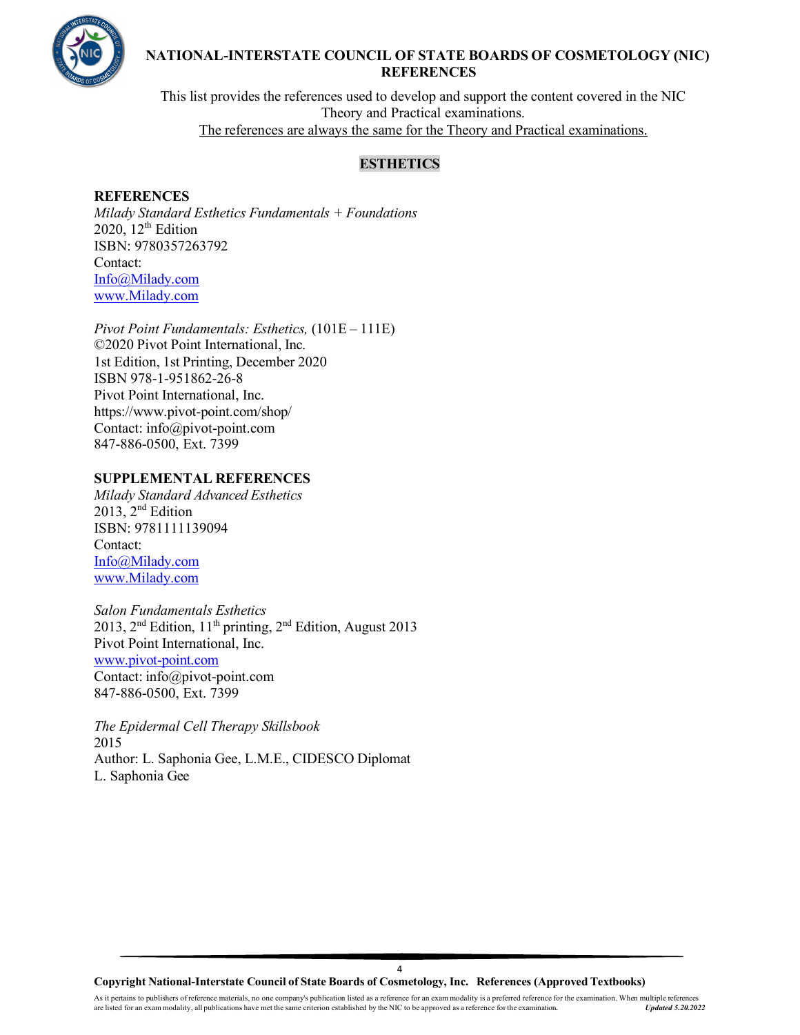# NATIONAL-INTERSTATE COUNCIL OF STATE BOARDS OF COSMETOLOGY (NIC) REFERENCES

This list provides the references used to develop and support the content covered in the NIC Theory and Practical examinations.

The references are always the same for the Theory and Practical examinations.

## ESTHETICS

### REFERENCES

*Milady Standard Esthetics Fundamentals + Foundations*
2020, 12th Edition
ISBN: 9780357263792
Contact:
Info@Milady.com
www.Milady.com

*Pivot Point Fundamentals: Esthetics,* (101E – 111E)
©2020 Pivot Point International, Inc.
1st Edition, 1st Printing, December 2020
ISBN 978-1-951862-26-8
Pivot Point International, Inc.
https://www.pivot-point.com/shop/
Contact: info@pivot-point.com
847-886-0500, Ext. 7399

### SUPPLEMENTAL REFERENCES

*Milady Standard Advanced Esthetics*
2013, 2nd Edition
ISBN: 9781111139094
Contact:
Info@Milady.com
www.Milady.com

*Salon Fundamentals Esthetics*
2013, 2nd Edition, 11th printing, 2nd Edition, August 2013
Pivot Point International, Inc.
www.pivot-point.com
Contact: info@pivot-point.com
847-886-0500, Ext. 7399

*The Epidermal Cell Therapy Skillsbook*
2015
Author: L. Saphonia Gee, L.M.E., CIDESCO Diplomat
L. Saphonia Gee

**Copyright National-Interstate Council of State Boards of Cosmetology, Inc. References (Approved Textbooks)**

As it pertains to publishers of reference materials, no one company's publication listed as a reference for an exam modality is a preferred reference for the examination. When multiple references are listed for an exam modality, all publications have met the same criterion established by the NIC to be approved as a reference for the examination. ***Updated 5.20.2022***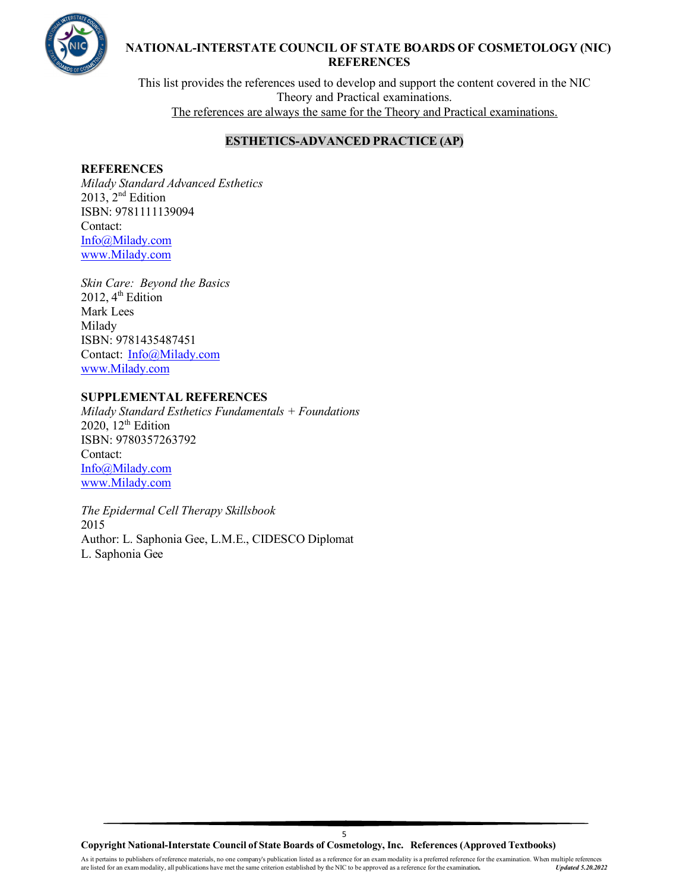# NATIONAL-INTERSTATE COUNCIL OF STATE BOARDS OF COSMETOLOGY (NIC) REFERENCES

This list provides the references used to develop and support the content covered in the NIC Theory and Practical examinations.

The references are always the same for the Theory and Practical examinations.

## ESTHETICS-ADVANCED PRACTICE (AP)

### REFERENCES

*Milady Standard Advanced Esthetics*
2013, 2nd Edition
ISBN: 9781111139094
Contact:
Info@Milady.com
www.Milady.com

*Skin Care: Beyond the Basics*
2012, 4th Edition
Mark Lees
Milady
ISBN: 9781435487451
Contact: Info@Milady.com
www.Milady.com

### SUPPLEMENTAL REFERENCES

*Milady Standard Esthetics Fundamentals + Foundations*
2020, 12th Edition
ISBN: 9780357263792
Contact:
Info@Milady.com
www.Milady.com

*The Epidermal Cell Therapy Skillsbook*
2015
Author: L. Saphonia Gee, L.M.E., CIDESCO Diplomat
L. Saphonia Gee

**Copyright National-Interstate Council of State Boards of Cosmetology, Inc. References (Approved Textbooks)**

As it pertains to publishers of reference materials, no one company's publication listed as a reference for an exam modality is a preferred reference for the examination. When multiple references are listed for an exam modality, all publications have met the same criterion established by the NIC to be approved as a reference for the examination. *Updated 5.20.2022*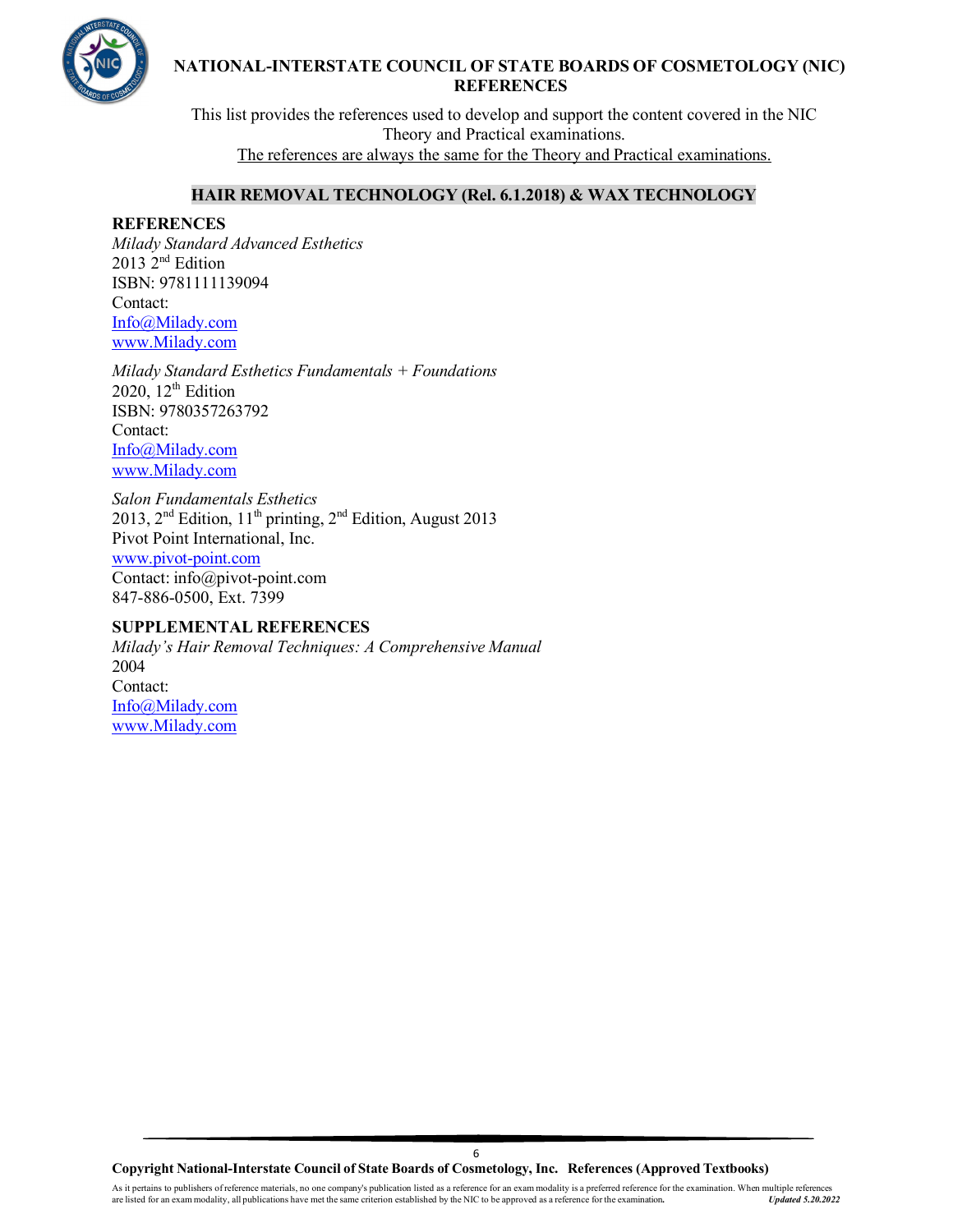# NATIONAL-INTERSTATE COUNCIL OF STATE BOARDS OF COSMETOLOGY (NIC) REFERENCES

This list provides the references used to develop and support the content covered in the NIC Theory and Practical examinations.

<u>The references are always the same for the Theory and Practical examinations.</u>

## HAIR REMOVAL TECHNOLOGY (Rel. 6.1.2018) & WAX TECHNOLOGY

### REFERENCES

*Milady Standard Advanced Esthetics*
2013 2nd Edition
ISBN: 9781111139094
Contact:
Info@Milady.com
www.Milady.com

*Milady Standard Esthetics Fundamentals + Foundations*
2020, 12th Edition
ISBN: 9780357263792
Contact:
Info@Milady.com
www.Milady.com

*Salon Fundamentals Esthetics*
2013, 2nd Edition, 11th printing, 2nd Edition, August 2013
Pivot Point International, Inc.
www.pivot-point.com
Contact: info@pivot-point.com
847-886-0500, Ext. 7399

### SUPPLEMENTAL REFERENCES

*Milady's Hair Removal Techniques: A Comprehensive Manual*
2004
Contact:
Info@Milady.com
www.Milady.com

**Copyright National-Interstate Council of State Boards of Cosmetology, Inc. References (Approved Textbooks)**

As it pertains to publishers of reference materials, no one company's publication listed as a reference for an exam modality is a preferred reference for the examination. When multiple references are listed for an exam modality, all publications have met the same criterion established by the NIC to be approved as a reference for the examination. ***Updated 5.20.2022***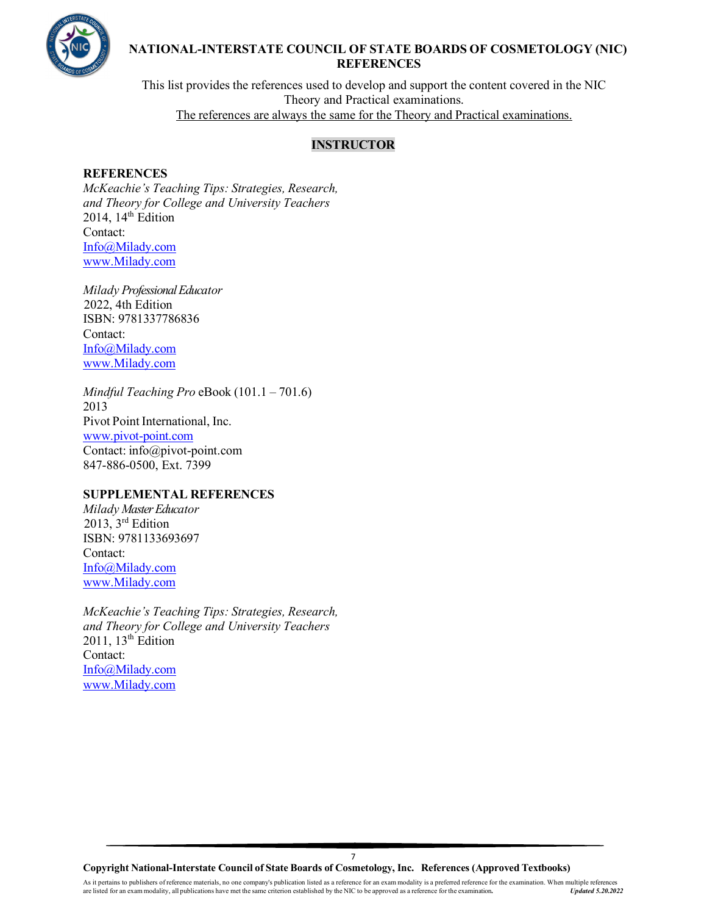# NATIONAL-INTERSTATE COUNCIL OF STATE BOARDS OF COSMETOLOGY (NIC) REFERENCES

This list provides the references used to develop and support the content covered in the NIC Theory and Practical examinations.

The references are always the same for the Theory and Practical examinations.

## INSTRUCTOR

### REFERENCES

*McKeachie's Teaching Tips: Strategies, Research, and Theory for College and University Teachers*
2014, 14th Edition
Contact:
Info@Milady.com
www.Milady.com

*Milady Professional Educator*
2022, 4th Edition
ISBN: 9781337786836
Contact:
Info@Milady.com
www.Milady.com

*Mindful Teaching Pro* eBook (101.1 – 701.6)
2013
Pivot Point International, Inc.
www.pivot-point.com
Contact: info@pivot-point.com
847-886-0500, Ext. 7399

### SUPPLEMENTAL REFERENCES

*Milady Master Educator*
2013, 3rd Edition
ISBN: 9781133693697
Contact:
Info@Milady.com
www.Milady.com

*McKeachie's Teaching Tips: Strategies, Research, and Theory for College and University Teachers*
2011, 13th Edition
Contact:
Info@Milady.com
www.Milady.com

**Copyright National-Interstate Council of State Boards of Cosmetology, Inc. References (Approved Textbooks)**

As it pertains to publishers of reference materials, no one company's publication listed as a reference for an exam modality is a preferred reference for the examination. When multiple references are listed for an exam modality, all publications have met the same criterion established by the NIC to be approved as a reference for the examination. ***Updated 5.20.2022***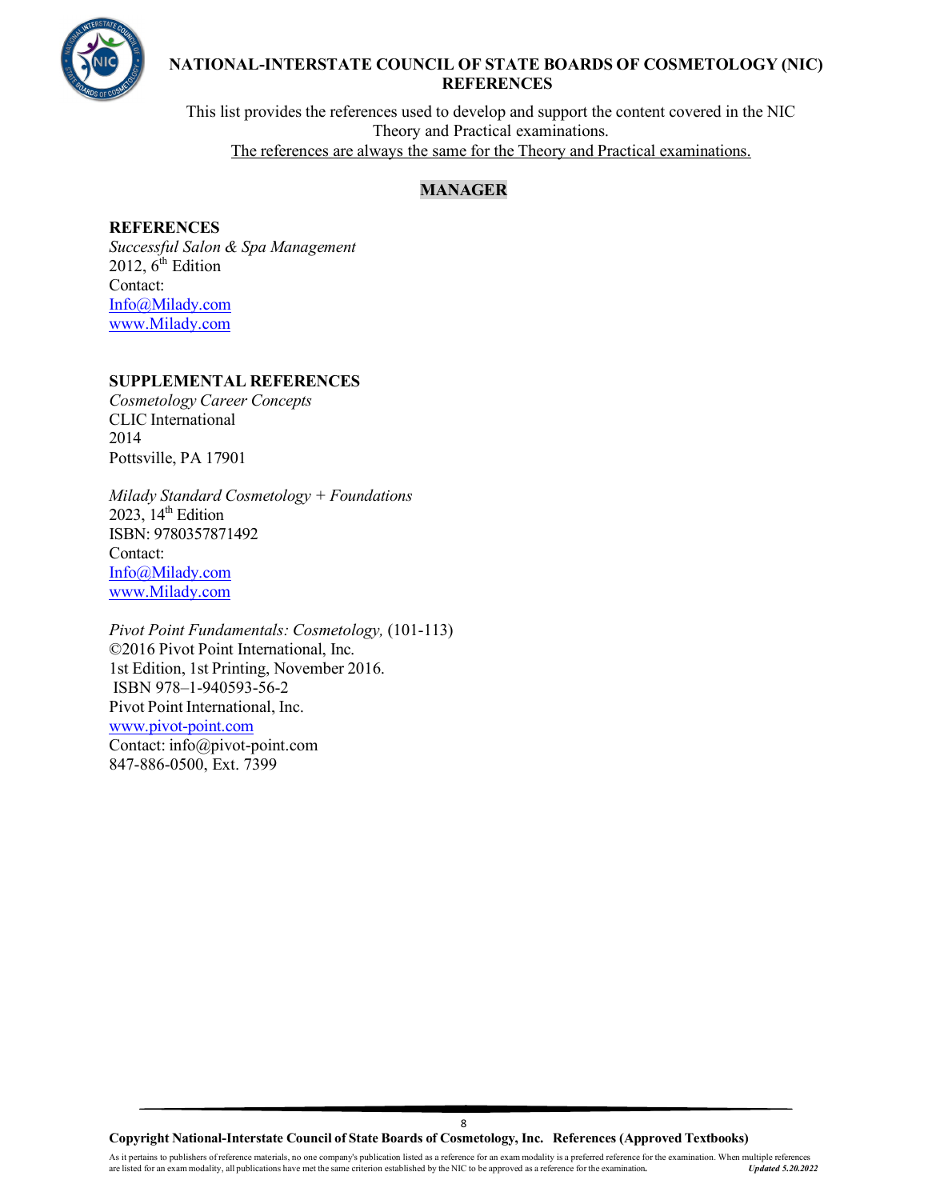**NATIONAL-INTERSTATE COUNCIL OF STATE BOARDS OF COSMETOLOGY (NIC) REFERENCES**

This list provides the references used to develop and support the content covered in the NIC Theory and Practical examinations.
The references are always the same for the Theory and Practical examinations.

## MANAGER

### REFERENCES

*Successful Salon & Spa Management*
2012, 6th Edition
Contact:
Info@Milady.com
www.Milady.com

### SUPPLEMENTAL REFERENCES

*Cosmetology Career Concepts*
CLIC International
2014
Pottsville, PA 17901

*Milady Standard Cosmetology + Foundations*
2023, 14th Edition
ISBN: 9780357871492
Contact:
Info@Milady.com
www.Milady.com

*Pivot Point Fundamentals: Cosmetology,* (101-113)
©2016 Pivot Point International, Inc.
1st Edition, 1st Printing, November 2016.
ISBN 978–1-940593-56-2
Pivot Point International, Inc.
www.pivot-point.com
Contact: info@pivot-point.com
847-886-0500, Ext. 7399

**Copyright National-Interstate Council of State Boards of Cosmetology, Inc. References (Approved Textbooks)**

As it pertains to publishers of reference materials, no one company's publication listed as a reference for an exam modality is a preferred reference for the examination. When multiple references are listed for an exam modality, all publications have met the same criterion established by the NIC to be approved as a reference for the examination. *Updated 5.20.2022*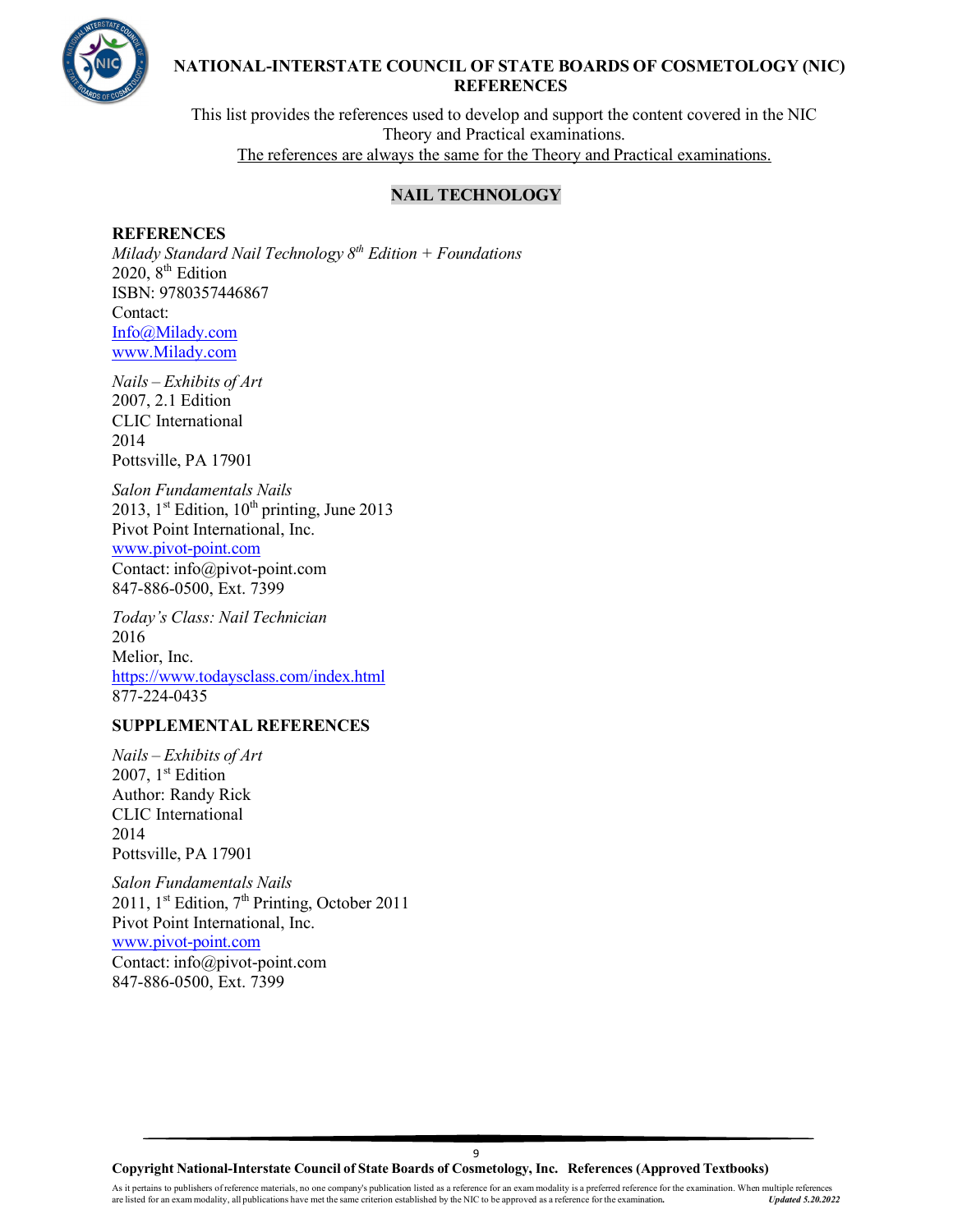# NATIONAL-INTERSTATE COUNCIL OF STATE BOARDS OF COSMETOLOGY (NIC) REFERENCES

This list provides the references used to develop and support the content covered in the NIC Theory and Practical examinations.
The references are always the same for the Theory and Practical examinations.

## NAIL TECHNOLOGY

### REFERENCES

*Milady Standard Nail Technology 8th Edition + Foundations*
2020, 8th Edition
ISBN: 9780357446867
Contact:
Info@Milady.com
www.Milady.com

*Nails – Exhibits of Art*
2007, 2.1 Edition
CLIC International
2014
Pottsville, PA 17901

*Salon Fundamentals Nails*
2013, 1st Edition, 10th printing, June 2013
Pivot Point International, Inc.
www.pivot-point.com
Contact: info@pivot-point.com
847-886-0500, Ext. 7399

*Today's Class: Nail Technician*
2016
Melior, Inc.
https://www.todaysclass.com/index.html
877-224-0435

### SUPPLEMENTAL REFERENCES

*Nails – Exhibits of Art*
2007, 1st Edition
Author: Randy Rick
CLIC International
2014
Pottsville, PA 17901

*Salon Fundamentals Nails*
2011, 1st Edition, 7th Printing, October 2011
Pivot Point International, Inc.
www.pivot-point.com
Contact: info@pivot-point.com
847-886-0500, Ext. 7399

**Copyright National-Interstate Council of State Boards of Cosmetology, Inc. References (Approved Textbooks)**

As it pertains to publishers of reference materials, no one company's publication listed as a reference for an exam modality is a preferred reference for the examination. When multiple references are listed for an exam modality, all publications have met the same criterion established by the NIC to be approved as a reference for the examination. ***Updated 5.20.2022***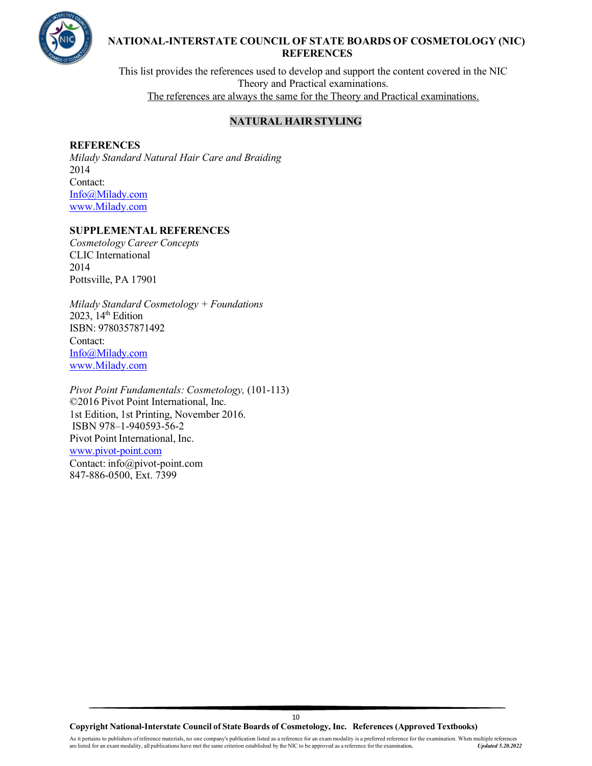# NATIONAL-INTERSTATE COUNCIL OF STATE BOARDS OF COSMETOLOGY (NIC) REFERENCES

This list provides the references used to develop and support the content covered in the NIC Theory and Practical examinations.

The references are always the same for the Theory and Practical examinations.

## NATURAL HAIR STYLING

### REFERENCES

*Milady Standard Natural Hair Care and Braiding*
2014
Contact:
Info@Milady.com
www.Milady.com

### SUPPLEMENTAL REFERENCES

*Cosmetology Career Concepts*
CLIC International
2014
Pottsville, PA 17901

*Milady Standard Cosmetology + Foundations*
2023, 14th Edition
ISBN: 9780357871492
Contact:
Info@Milady.com
www.Milady.com

*Pivot Point Fundamentals: Cosmetology,* (101-113)
©2016 Pivot Point International, Inc.
1st Edition, 1st Printing, November 2016.
ISBN 978–1-940593-56-2
Pivot Point International, Inc.
www.pivot-point.com
Contact: info@pivot-point.com
847-886-0500, Ext. 7399

**Copyright National-Interstate Council of State Boards of Cosmetology, Inc. References (Approved Textbooks)**

As it pertains to publishers of reference materials, no one company's publication listed as a reference for an exam modality is a preferred reference for the examination. When multiple references are listed for an exam modality, all publications have met the same criterion established by the NIC to be approved as a reference for the examination. ***Updated 5.20.2022***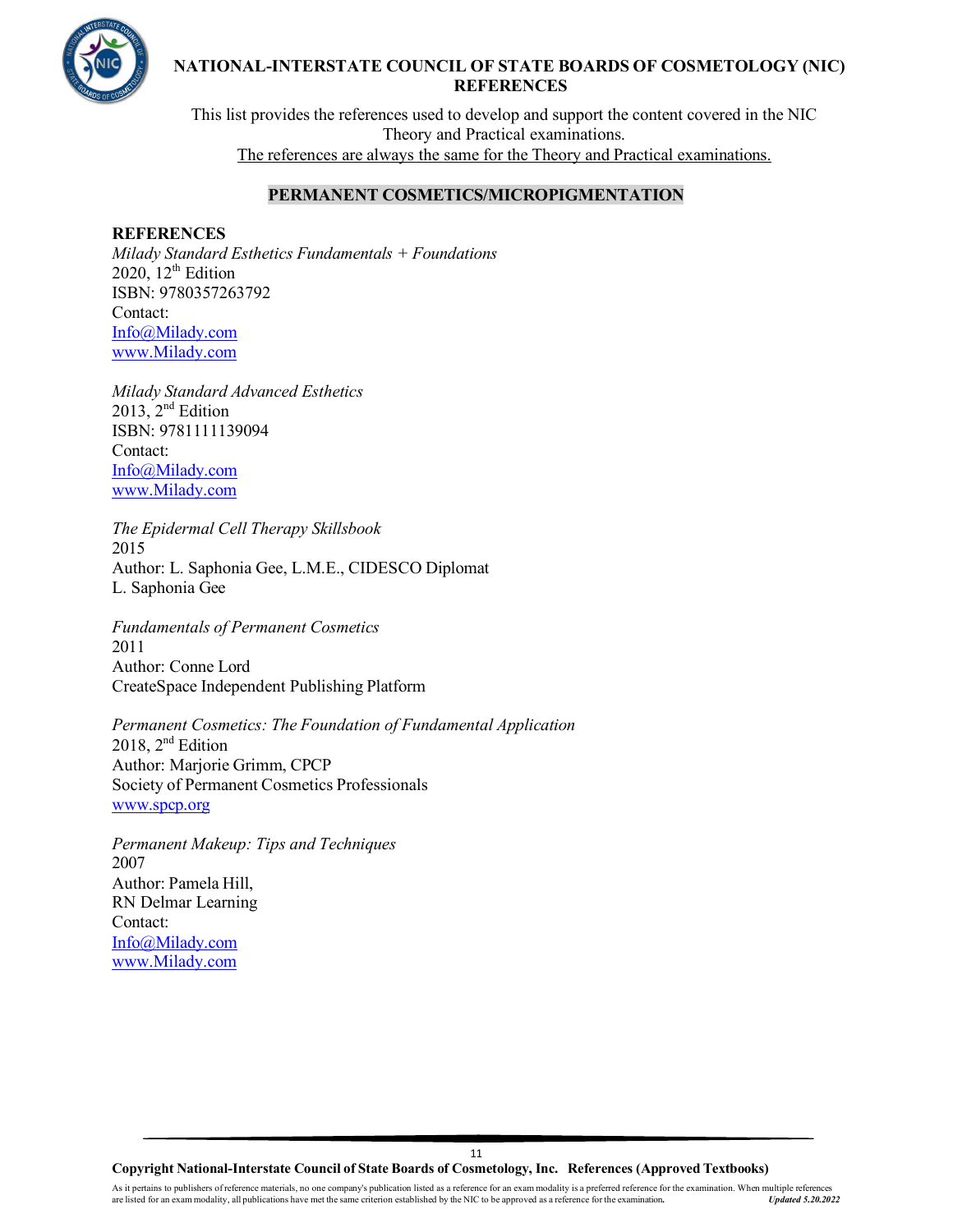# NATIONAL-INTERSTATE COUNCIL OF STATE BOARDS OF COSMETOLOGY (NIC) REFERENCES

This list provides the references used to develop and support the content covered in the NIC Theory and Practical examinations.
The references are always the same for the Theory and Practical examinations.

## PERMANENT COSMETICS/MICROPIGMENTATION

### REFERENCES

*Milady Standard Esthetics Fundamentals + Foundations*
2020, 12th Edition
ISBN: 9780357263792
Contact:
Info@Milady.com
www.Milady.com

*Milady Standard Advanced Esthetics*
2013, 2nd Edition
ISBN: 9781111139094
Contact:
Info@Milady.com
www.Milady.com

*The Epidermal Cell Therapy Skillsbook*
2015
Author: L. Saphonia Gee, L.M.E., CIDESCO Diplomat
L. Saphonia Gee

*Fundamentals of Permanent Cosmetics*
2011
Author: Conne Lord
CreateSpace Independent Publishing Platform

*Permanent Cosmetics: The Foundation of Fundamental Application*
2018, 2nd Edition
Author: Marjorie Grimm, CPCP
Society of Permanent Cosmetics Professionals
www.spcp.org

*Permanent Makeup: Tips and Techniques*
2007
Author: Pamela Hill,
RN Delmar Learning
Contact:
Info@Milady.com
www.Milady.com

**Copyright National-Interstate Council of State Boards of Cosmetology, Inc. References (Approved Textbooks)**

As it pertains to publishers of reference materials, no one company's publication listed as a reference for an exam modality is a preferred reference for the examination. When multiple references are listed for an exam modality, all publications have met the same criterion established by the NIC to be approved as a reference for the examination. *Updated 5.20.2022*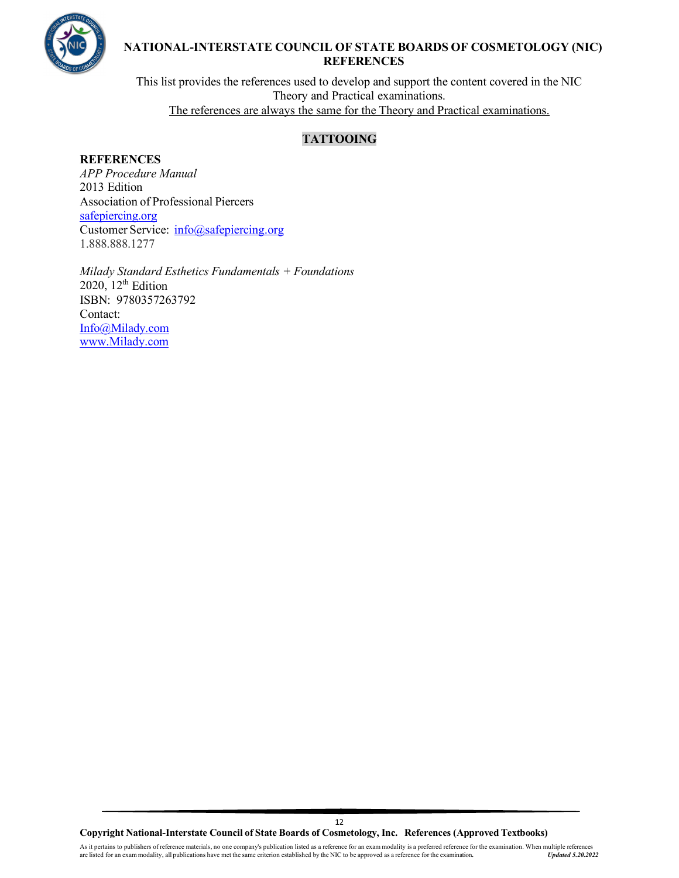# NATIONAL-INTERSTATE COUNCIL OF STATE BOARDS OF COSMETOLOGY (NIC) REFERENCES

This list provides the references used to develop and support the content covered in the NIC Theory and Practical examinations.
The references are always the same for the Theory and Practical examinations.

## TATTOOING

**REFERENCES**

*APP Procedure Manual*
2013 Edition
Association of Professional Piercers
safepiercing.org
Customer Service: info@safepiercing.org
1.888.888.1277

*Milady Standard Esthetics Fundamentals + Foundations*
2020, 12th Edition
ISBN: 9780357263792
Contact:
Info@Milady.com
www.Milady.com

**Copyright National-Interstate Council of State Boards of Cosmetology, Inc. References (Approved Textbooks)**

As it pertains to publishers of reference materials, no one company's publication listed as a reference for an exam modality is a preferred reference for the examination. When multiple references are listed for an exam modality, all publications have met the same criterion established by the NIC to be approved as a reference for the examination. ***Updated 5.20.2022***